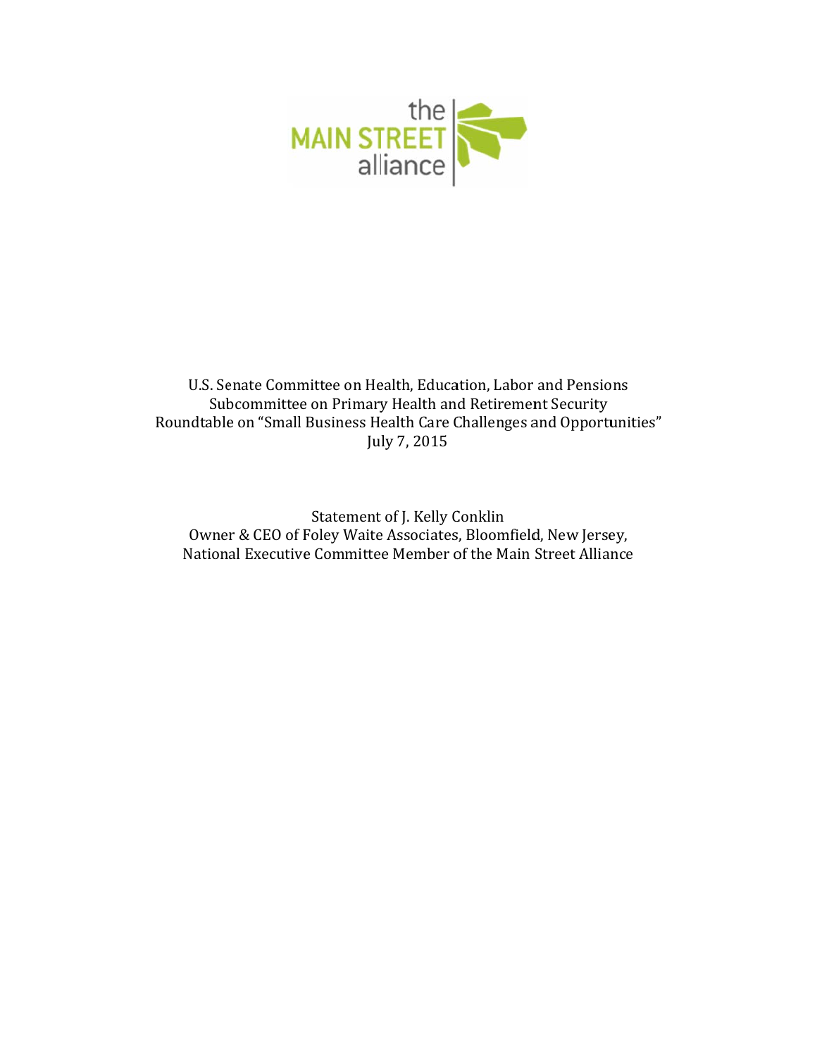the MAIN STREET alliance

U.S. Senate Committee on Health, Education, Labor and Pensions
Subcommittee on Primary Health and Retirement Security
Roundtable on "Small Business Health Care Challenges and Opportunities"
July 7, 2015

Statement of J. Kelly Conklin
Owner & CEO of Foley Waite Associates, Bloomfield, New Jersey,
National Executive Committee Member of the Main Street Alliance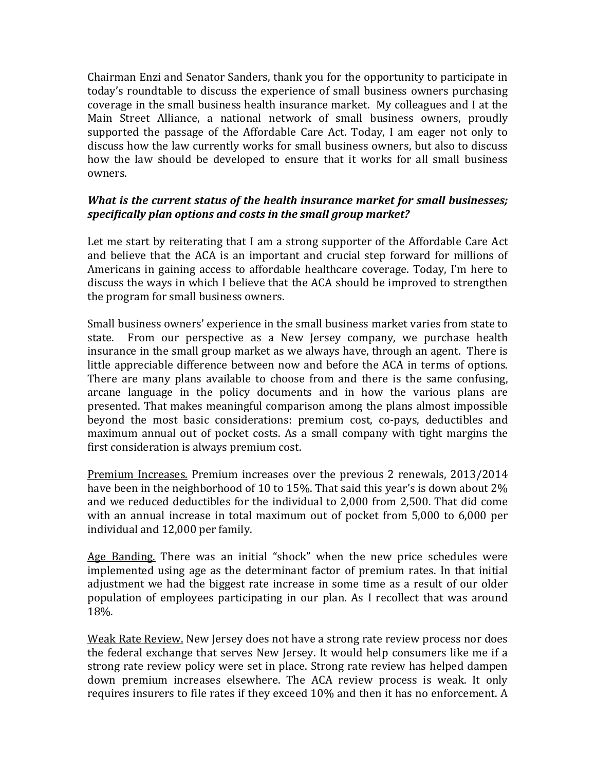Chairman Enzi and Senator Sanders, thank you for the opportunity to participate in today's roundtable to discuss the experience of small business owners purchasing coverage in the small business health insurance market. My colleagues and I at the Main Street Alliance, a national network of small business owners, proudly supported the passage of the Affordable Care Act. Today, I am eager not only to discuss how the law currently works for small business owners, but also to discuss how the law should be developed to ensure that it works for all small business owners.

***What is the current status of the health insurance market for small businesses; specifically plan options and costs in the small group market?***

Let me start by reiterating that I am a strong supporter of the Affordable Care Act and believe that the ACA is an important and crucial step forward for millions of Americans in gaining access to affordable healthcare coverage. Today, I'm here to discuss the ways in which I believe that the ACA should be improved to strengthen the program for small business owners.

Small business owners' experience in the small business market varies from state to state. From our perspective as a New Jersey company, we purchase health insurance in the small group market as we always have, through an agent. There is little appreciable difference between now and before the ACA in terms of options. There are many plans available to choose from and there is the same confusing, arcane language in the policy documents and in how the various plans are presented. That makes meaningful comparison among the plans almost impossible beyond the most basic considerations: premium cost, co-pays, deductibles and maximum annual out of pocket costs. As a small company with tight margins the first consideration is always premium cost.

<u>Premium Increases.</u> Premium increases over the previous 2 renewals, 2013/2014 have been in the neighborhood of 10 to 15%. That said this year's is down about 2% and we reduced deductibles for the individual to 2,000 from 2,500. That did come with an annual increase in total maximum out of pocket from 5,000 to 6,000 per individual and 12,000 per family.

<u>Age Banding.</u> There was an initial "shock" when the new price schedules were implemented using age as the determinant factor of premium rates. In that initial adjustment we had the biggest rate increase in some time as a result of our older population of employees participating in our plan. As I recollect that was around 18%.

<u>Weak Rate Review.</u> New Jersey does not have a strong rate review process nor does the federal exchange that serves New Jersey. It would help consumers like me if a strong rate review policy were set in place. Strong rate review has helped dampen down premium increases elsewhere. The ACA review process is weak. It only requires insurers to file rates if they exceed 10% and then it has no enforcement. A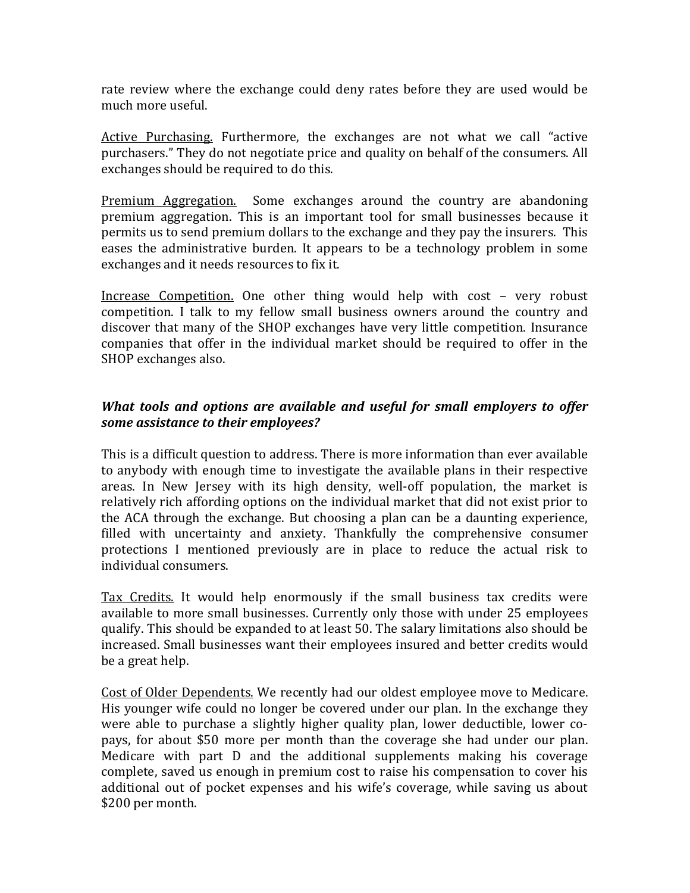rate review where the exchange could deny rates before they are used would be much more useful.

<u>Active Purchasing.</u> Furthermore, the exchanges are not what we call "active purchasers." They do not negotiate price and quality on behalf of the consumers. All exchanges should be required to do this.

<u>Premium Aggregation.</u> Some exchanges around the country are abandoning premium aggregation. This is an important tool for small businesses because it permits us to send premium dollars to the exchange and they pay the insurers. This eases the administrative burden. It appears to be a technology problem in some exchanges and it needs resources to fix it.

<u>Increase Competition.</u> One other thing would help with cost – very robust competition. I talk to my fellow small business owners around the country and discover that many of the SHOP exchanges have very little competition. Insurance companies that offer in the individual market should be required to offer in the SHOP exchanges also.

***What tools and options are available and useful for small employers to offer some assistance to their employees?***

This is a difficult question to address. There is more information than ever available to anybody with enough time to investigate the available plans in their respective areas. In New Jersey with its high density, well-off population, the market is relatively rich affording options on the individual market that did not exist prior to the ACA through the exchange. But choosing a plan can be a daunting experience, filled with uncertainty and anxiety. Thankfully the comprehensive consumer protections I mentioned previously are in place to reduce the actual risk to individual consumers.

<u>Tax Credits.</u> It would help enormously if the small business tax credits were available to more small businesses. Currently only those with under 25 employees qualify. This should be expanded to at least 50. The salary limitations also should be increased. Small businesses want their employees insured and better credits would be a great help.

<u>Cost of Older Dependents.</u> We recently had our oldest employee move to Medicare. His younger wife could no longer be covered under our plan. In the exchange they were able to purchase a slightly higher quality plan, lower deductible, lower co-pays, for about $50 more per month than the coverage she had under our plan. Medicare with part D and the additional supplements making his coverage complete, saved us enough in premium cost to raise his compensation to cover his additional out of pocket expenses and his wife's coverage, while saving us about $200 per month.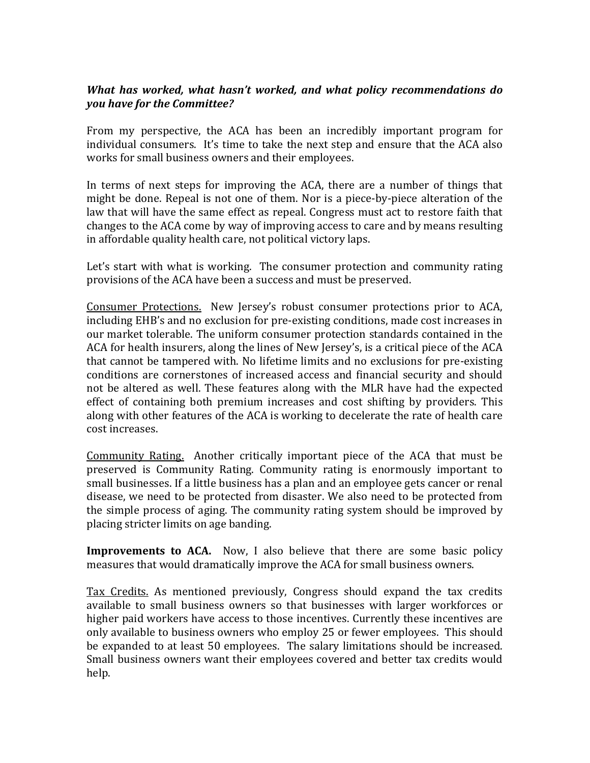***What has worked, what hasn't worked, and what policy recommendations do you have for the Committee?***

From my perspective, the ACA has been an incredibly important program for individual consumers. It's time to take the next step and ensure that the ACA also works for small business owners and their employees.

In terms of next steps for improving the ACA, there are a number of things that might be done. Repeal is not one of them. Nor is a piece-by-piece alteration of the law that will have the same effect as repeal. Congress must act to restore faith that changes to the ACA come by way of improving access to care and by means resulting in affordable quality health care, not political victory laps.

Let's start with what is working. The consumer protection and community rating provisions of the ACA have been a success and must be preserved.

<u>Consumer Protections.</u> New Jersey's robust consumer protections prior to ACA, including EHB's and no exclusion for pre-existing conditions, made cost increases in our market tolerable. The uniform consumer protection standards contained in the ACA for health insurers, along the lines of New Jersey's, is a critical piece of the ACA that cannot be tampered with. No lifetime limits and no exclusions for pre-existing conditions are cornerstones of increased access and financial security and should not be altered as well. These features along with the MLR have had the expected effect of containing both premium increases and cost shifting by providers. This along with other features of the ACA is working to decelerate the rate of health care cost increases.

<u>Community Rating.</u> Another critically important piece of the ACA that must be preserved is Community Rating. Community rating is enormously important to small businesses. If a little business has a plan and an employee gets cancer or renal disease, we need to be protected from disaster. We also need to be protected from the simple process of aging. The community rating system should be improved by placing stricter limits on age banding.

**Improvements to ACA.** Now, I also believe that there are some basic policy measures that would dramatically improve the ACA for small business owners.

<u>Tax Credits.</u> As mentioned previously, Congress should expand the tax credits available to small business owners so that businesses with larger workforces or higher paid workers have access to those incentives. Currently these incentives are only available to business owners who employ 25 or fewer employees. This should be expanded to at least 50 employees. The salary limitations should be increased. Small business owners want their employees covered and better tax credits would help.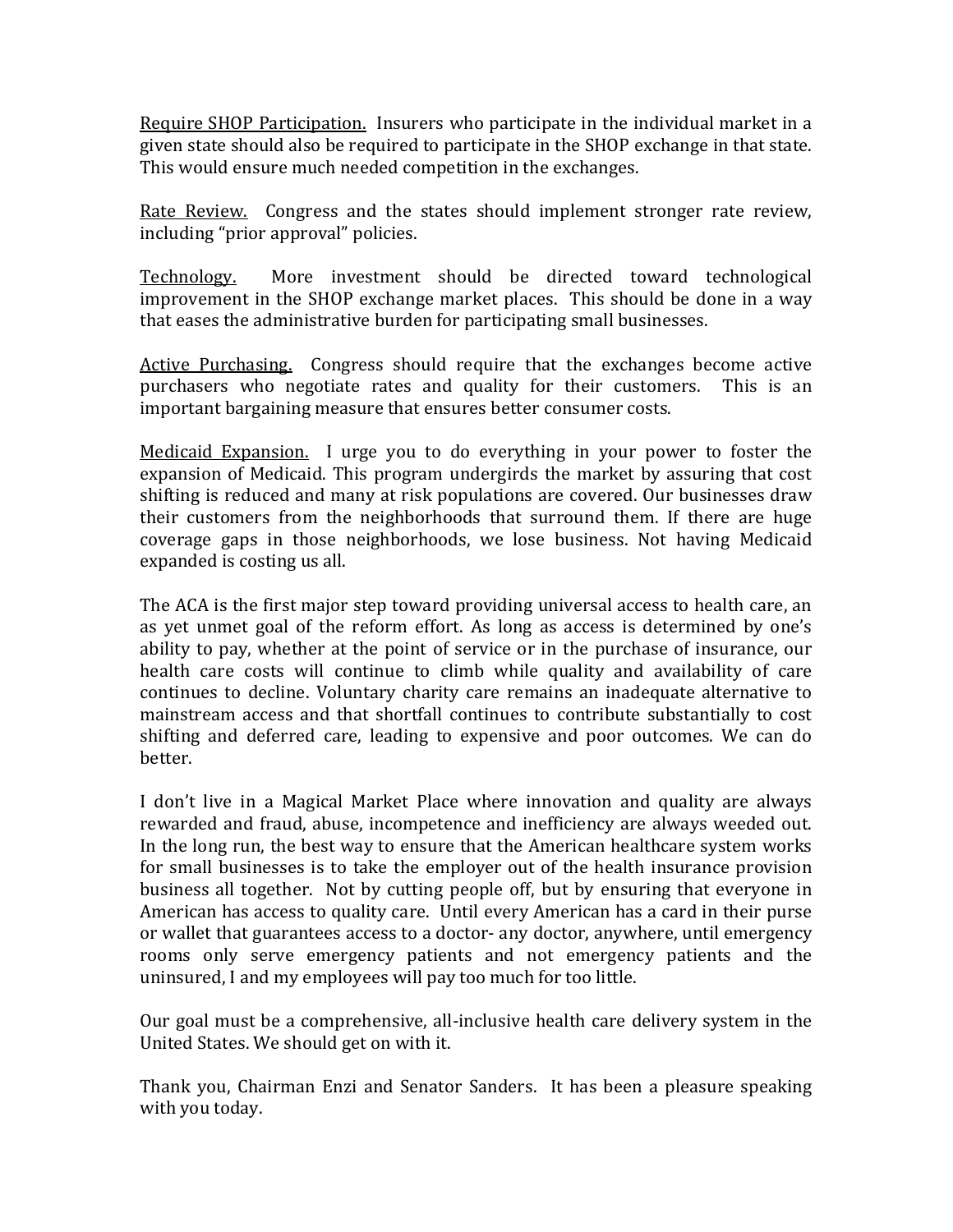<u>Require SHOP Participation.</u> Insurers who participate in the individual market in a given state should also be required to participate in the SHOP exchange in that state. This would ensure much needed competition in the exchanges.

<u>Rate Review.</u> Congress and the states should implement stronger rate review, including "prior approval" policies.

<u>Technology.</u> More investment should be directed toward technological improvement in the SHOP exchange market places. This should be done in a way that eases the administrative burden for participating small businesses.

<u>Active Purchasing.</u> Congress should require that the exchanges become active purchasers who negotiate rates and quality for their customers. This is an important bargaining measure that ensures better consumer costs.

<u>Medicaid Expansion.</u> I urge you to do everything in your power to foster the expansion of Medicaid. This program undergirds the market by assuring that cost shifting is reduced and many at risk populations are covered. Our businesses draw their customers from the neighborhoods that surround them. If there are huge coverage gaps in those neighborhoods, we lose business. Not having Medicaid expanded is costing us all.

The ACA is the first major step toward providing universal access to health care, an as yet unmet goal of the reform effort. As long as access is determined by one's ability to pay, whether at the point of service or in the purchase of insurance, our health care costs will continue to climb while quality and availability of care continues to decline. Voluntary charity care remains an inadequate alternative to mainstream access and that shortfall continues to contribute substantially to cost shifting and deferred care, leading to expensive and poor outcomes. We can do better.

I don't live in a Magical Market Place where innovation and quality are always rewarded and fraud, abuse, incompetence and inefficiency are always weeded out. In the long run, the best way to ensure that the American healthcare system works for small businesses is to take the employer out of the health insurance provision business all together. Not by cutting people off, but by ensuring that everyone in American has access to quality care. Until every American has a card in their purse or wallet that guarantees access to a doctor- any doctor, anywhere, until emergency rooms only serve emergency patients and not emergency patients and the uninsured, I and my employees will pay too much for too little.

Our goal must be a comprehensive, all-inclusive health care delivery system in the United States. We should get on with it.

Thank you, Chairman Enzi and Senator Sanders. It has been a pleasure speaking with you today.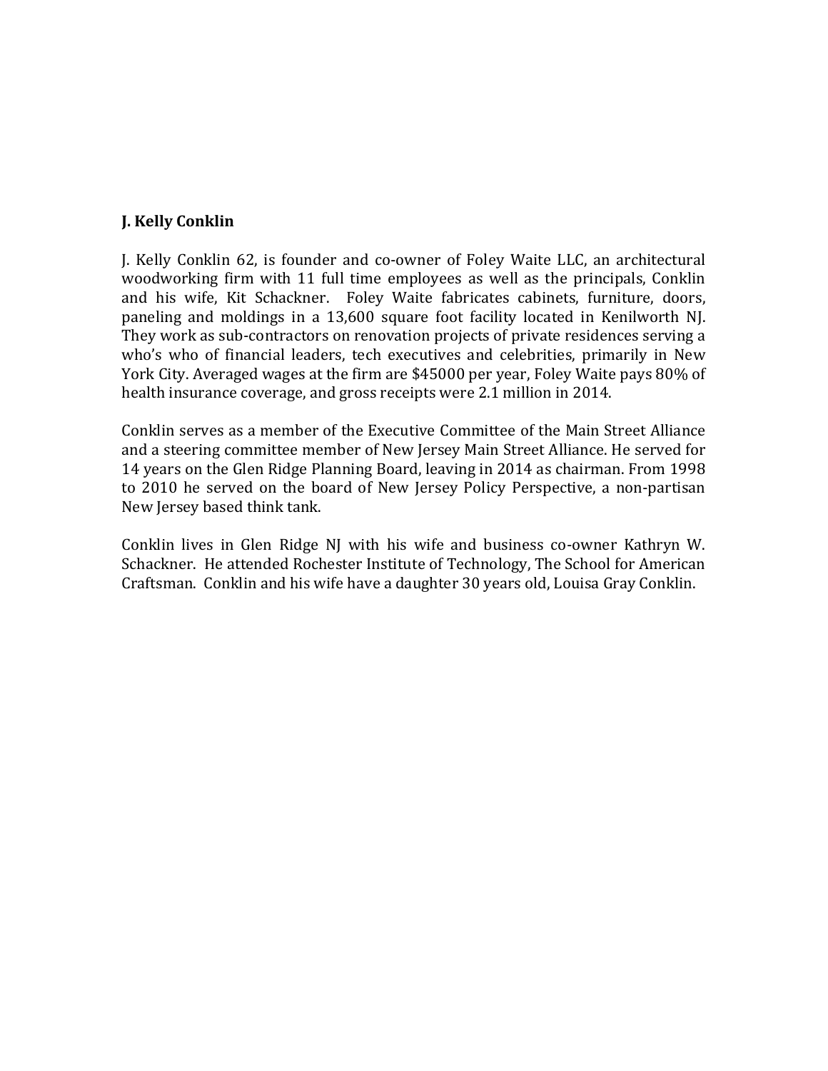**J. Kelly Conklin**

J. Kelly Conklin 62, is founder and co-owner of Foley Waite LLC, an architectural woodworking firm with 11 full time employees as well as the principals, Conklin and his wife, Kit Schackner. Foley Waite fabricates cabinets, furniture, doors, paneling and moldings in a 13,600 square foot facility located in Kenilworth NJ. They work as sub-contractors on renovation projects of private residences serving a who's who of financial leaders, tech executives and celebrities, primarily in New York City. Averaged wages at the firm are $45000 per year, Foley Waite pays 80% of health insurance coverage, and gross receipts were 2.1 million in 2014.

Conklin serves as a member of the Executive Committee of the Main Street Alliance and a steering committee member of New Jersey Main Street Alliance. He served for 14 years on the Glen Ridge Planning Board, leaving in 2014 as chairman. From 1998 to 2010 he served on the board of New Jersey Policy Perspective, a non-partisan New Jersey based think tank.

Conklin lives in Glen Ridge NJ with his wife and business co-owner Kathryn W. Schackner. He attended Rochester Institute of Technology, The School for American Craftsman. Conklin and his wife have a daughter 30 years old, Louisa Gray Conklin.